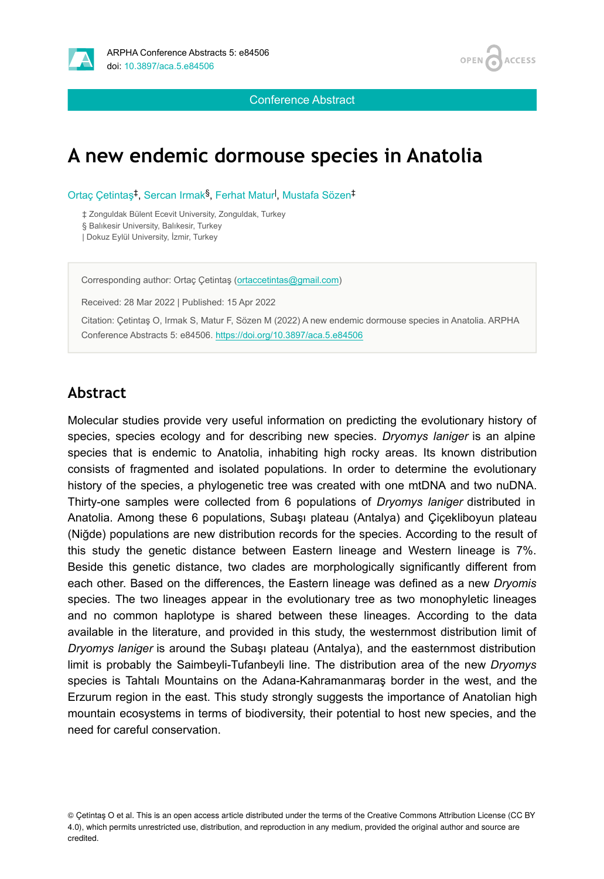Conference Abstract

# A new endemic dormouse species in Anatolia

Ortaç Çetintaş[‡], Sercan Irmak[§], Ferhat Matur[|], Mustafa Sözen[‡]

‡ Zonguldak Bülent Ecevit University, Zonguldak, Turkey
§ Balıkesir University, Balıkesir, Turkey
| Dokuz Eylül University, İzmir, Turkey

Corresponding author: Ortaç Çetintaş (ortaccetintas@gmail.com)

Received: 28 Mar 2022 | Published: 15 Apr 2022

Citation: Çetintaş O, Irmak S, Matur F, Sözen M (2022) A new endemic dormouse species in Anatolia. ARPHA Conference Abstracts 5: e84506. https://doi.org/10.3897/aca.5.e84506

## Abstract

Molecular studies provide very useful information on predicting the evolutionary history of species, species ecology and for describing new species. *Dryomys laniger* is an alpine species that is endemic to Anatolia, inhabiting high rocky areas. Its known distribution consists of fragmented and isolated populations. In order to determine the evolutionary history of the species, a phylogenetic tree was created with one mtDNA and two nuDNA. Thirty-one samples were collected from 6 populations of *Dryomys laniger* distributed in Anatolia. Among these 6 populations, Subaşı plateau (Antalya) and Çiçekliboyun plateau (Niğde) populations are new distribution records for the species. According to the result of this study the genetic distance between Eastern lineage and Western lineage is 7%. Beside this genetic distance, two clades are morphologically significantly different from each other. Based on the differences, the Eastern lineage was defined as a new *Dryomis* species. The two lineages appear in the evolutionary tree as two monophyletic lineages and no common haplotype is shared between these lineages. According to the data available in the literature, and provided in this study, the westernmost distribution limit of *Dryomys laniger* is around the Subaşı plateau (Antalya), and the easternmost distribution limit is probably the Saimbeyli-Tufanbeyli line. The distribution area of the new *Dryomys* species is Tahtalı Mountains on the Adana-Kahramanmaraş border in the west, and the Erzurum region in the east. This study strongly suggests the importance of Anatolian high mountain ecosystems in terms of biodiversity, their potential to host new species, and the need for careful conservation.

© Çetintaş O et al. This is an open access article distributed under the terms of the Creative Commons Attribution License (CC BY 4.0), which permits unrestricted use, distribution, and reproduction in any medium, provided the original author and source are credited.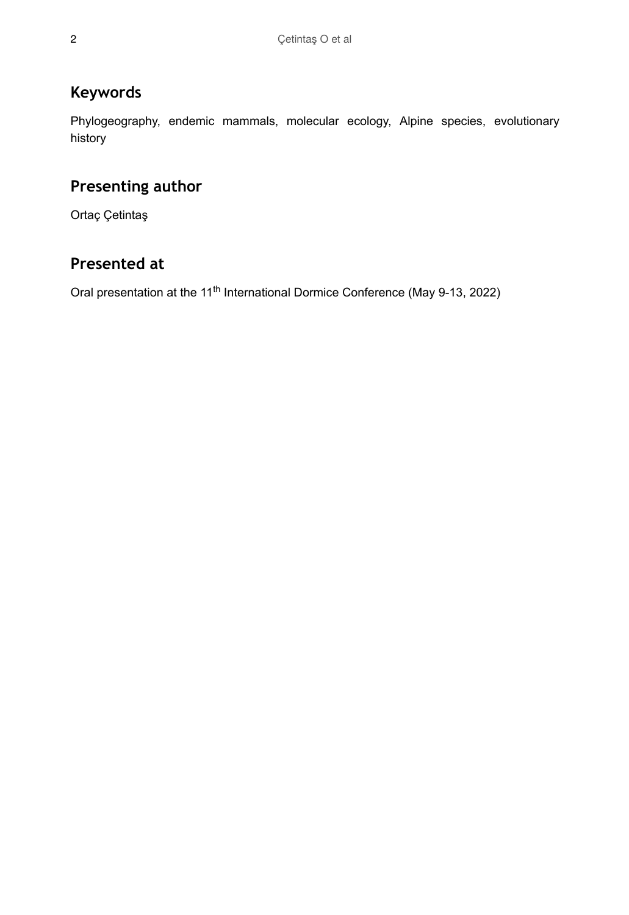## Keywords

Phylogeography, endemic mammals, molecular ecology, Alpine species, evolutionary history

## Presenting author

Ortaç Çetintaş

## Presented at

Oral presentation at the 11$^{th}$ International Dormice Conference (May 9-13, 2022)